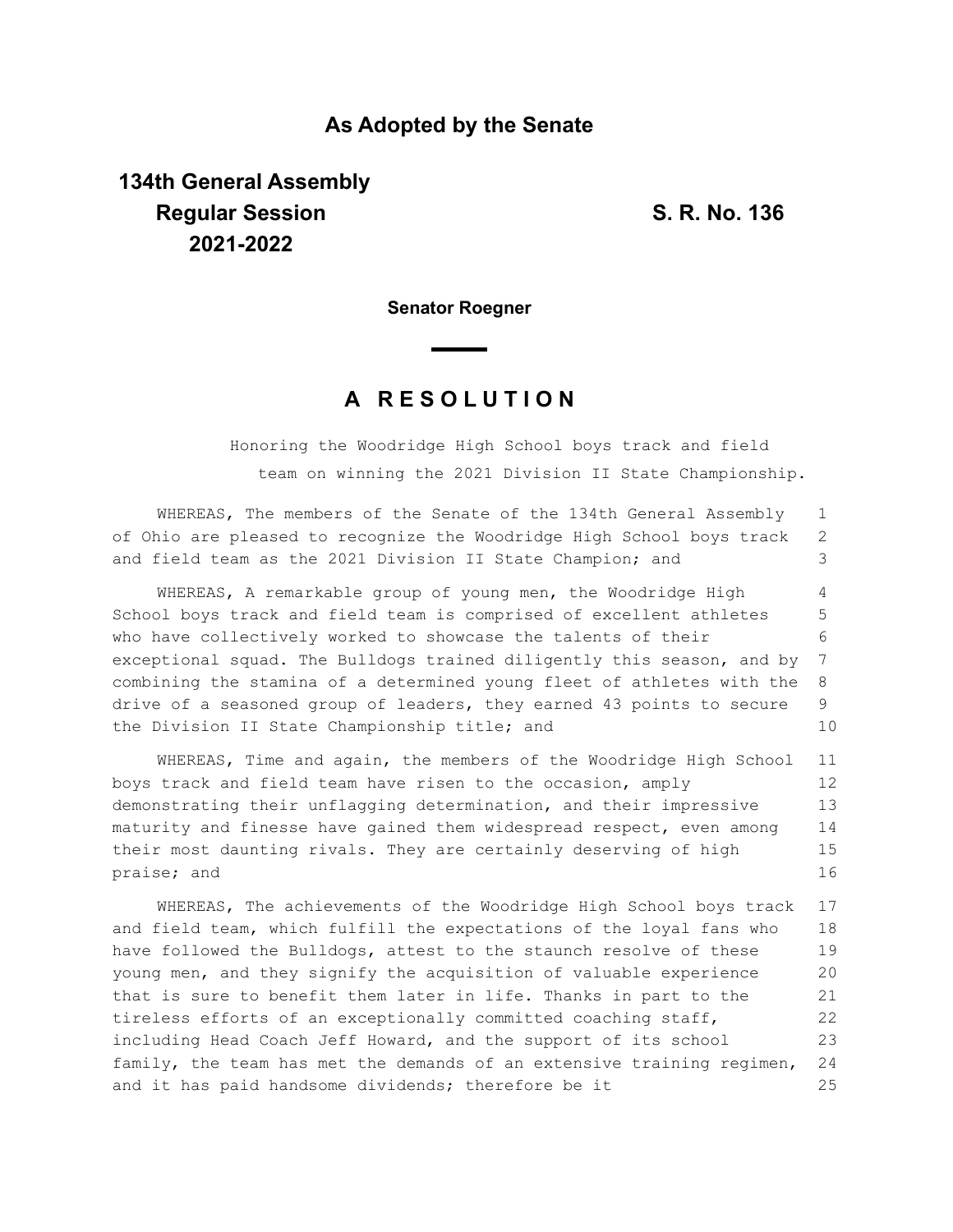**As Adopted by the Senate**

**134th General Assembly**
**Regular Session**
**2021-2022**

**S. R. No. 136**

**Senator Roegner**

# A R E S O L U T I O N

Honoring the Woodridge High School boys track and field team on winning the 2021 Division II State Championship.

WHEREAS, The members of the Senate of the 134th General Assembly of Ohio are pleased to recognize the Woodridge High School boys track and field team as the 2021 Division II State Champion; and

WHEREAS, A remarkable group of young men, the Woodridge High School boys track and field team is comprised of excellent athletes who have collectively worked to showcase the talents of their exceptional squad. The Bulldogs trained diligently this season, and by combining the stamina of a determined young fleet of athletes with the drive of a seasoned group of leaders, they earned 43 points to secure the Division II State Championship title; and

WHEREAS, Time and again, the members of the Woodridge High School boys track and field team have risen to the occasion, amply demonstrating their unflagging determination, and their impressive maturity and finesse have gained them widespread respect, even among their most daunting rivals. They are certainly deserving of high praise; and

WHEREAS, The achievements of the Woodridge High School boys track and field team, which fulfill the expectations of the loyal fans who have followed the Bulldogs, attest to the staunch resolve of these young men, and they signify the acquisition of valuable experience that is sure to benefit them later in life. Thanks in part to the tireless efforts of an exceptionally committed coaching staff, including Head Coach Jeff Howard, and the support of its school family, the team has met the demands of an extensive training regimen, and it has paid handsome dividends; therefore be it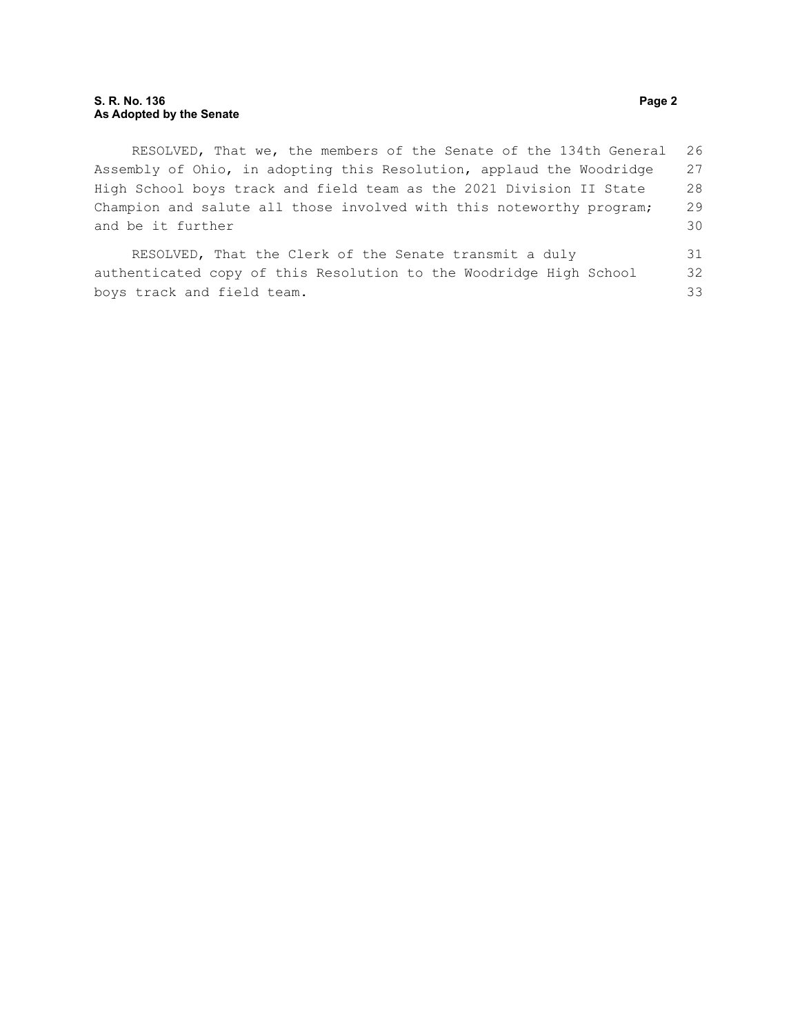RESOLVED, That we, the members of the Senate of the 134th General Assembly of Ohio, in adopting this Resolution, applaud the Woodridge High School boys track and field team as the 2021 Division II State Champion and salute all those involved with this noteworthy program; and be it further

RESOLVED, That the Clerk of the Senate transmit a duly authenticated copy of this Resolution to the Woodridge High School boys track and field team.